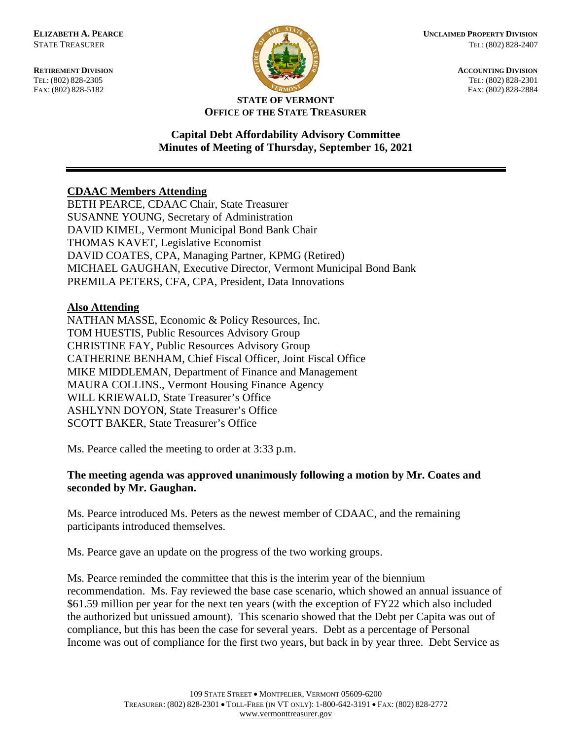**ELIZABETH A. PEARCE**
STATE TREASURER

**RETIREMENT DIVISION**
TEL: (802) 828-2305
FAX: (802) 828-5182

**UNCLAIMED PROPERTY DIVISION**
TEL: (802) 828-2407

**ACCOUNTING DIVISION**
TEL: (802) 828-2301
FAX: (802) 828-2884

**STATE OF VERMONT**
**OFFICE OF THE STATE TREASURER**

## Capital Debt Affordability Advisory Committee
## Minutes of Meeting of Thursday, September 16, 2021

---

**CDAAC Members Attending**

BETH PEARCE, CDAAC Chair, State Treasurer
SUSANNE YOUNG, Secretary of Administration
DAVID KIMEL, Vermont Municipal Bond Bank Chair
THOMAS KAVET, Legislative Economist
DAVID COATES, CPA, Managing Partner, KPMG (Retired)
MICHAEL GAUGHAN, Executive Director, Vermont Municipal Bond Bank
PREMILA PETERS, CFA, CPA, President, Data Innovations

**Also Attending**

NATHAN MASSE, Economic & Policy Resources, Inc.
TOM HUESTIS, Public Resources Advisory Group
CHRISTINE FAY, Public Resources Advisory Group
CATHERINE BENHAM, Chief Fiscal Officer, Joint Fiscal Office
MIKE MIDDLEMAN, Department of Finance and Management
MAURA COLLINS., Vermont Housing Finance Agency
WILL KRIEWALD, State Treasurer's Office
ASHLYNN DOYON, State Treasurer's Office
SCOTT BAKER, State Treasurer's Office

Ms. Pearce called the meeting to order at 3:33 p.m.

**The meeting agenda was approved unanimously following a motion by Mr. Coates and seconded by Mr. Gaughan.**

Ms. Pearce introduced Ms. Peters as the newest member of CDAAC, and the remaining participants introduced themselves.

Ms. Pearce gave an update on the progress of the two working groups.

Ms. Pearce reminded the committee that this is the interim year of the biennium recommendation. Ms. Fay reviewed the base case scenario, which showed an annual issuance of \$61.59 million per year for the next ten years (with the exception of FY22 which also included the authorized but unissued amount). This scenario showed that the Debt per Capita was out of compliance, but this has been the case for several years. Debt as a percentage of Personal Income was out of compliance for the first two years, but back in by year three. Debt Service as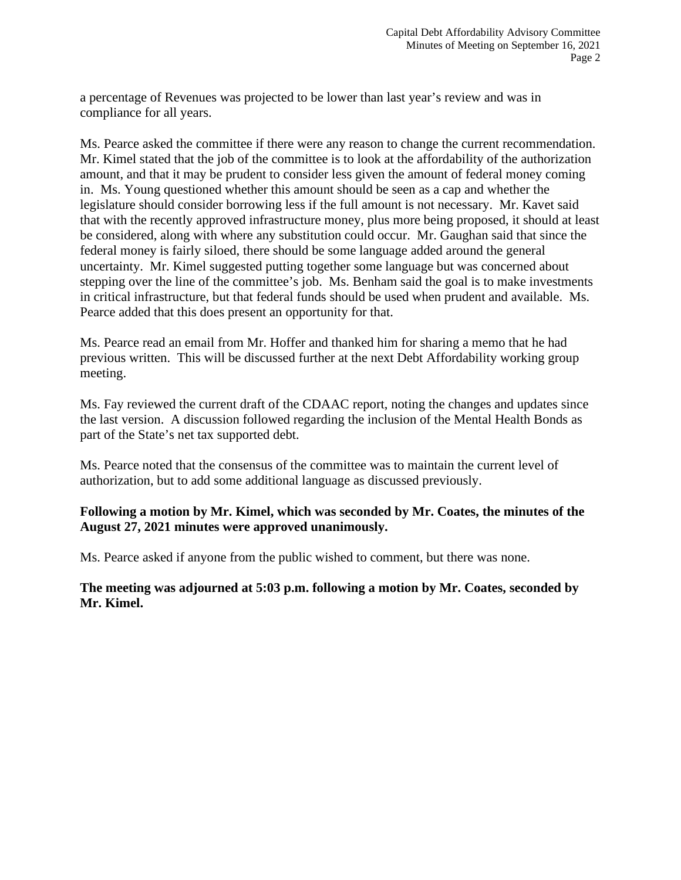a percentage of Revenues was projected to be lower than last year's review and was in compliance for all years.

Ms. Pearce asked the committee if there were any reason to change the current recommendation. Mr. Kimel stated that the job of the committee is to look at the affordability of the authorization amount, and that it may be prudent to consider less given the amount of federal money coming in. Ms. Young questioned whether this amount should be seen as a cap and whether the legislature should consider borrowing less if the full amount is not necessary. Mr. Kavet said that with the recently approved infrastructure money, plus more being proposed, it should at least be considered, along with where any substitution could occur. Mr. Gaughan said that since the federal money is fairly siloed, there should be some language added around the general uncertainty. Mr. Kimel suggested putting together some language but was concerned about stepping over the line of the committee's job. Ms. Benham said the goal is to make investments in critical infrastructure, but that federal funds should be used when prudent and available. Ms. Pearce added that this does present an opportunity for that.

Ms. Pearce read an email from Mr. Hoffer and thanked him for sharing a memo that he had previous written. This will be discussed further at the next Debt Affordability working group meeting.

Ms. Fay reviewed the current draft of the CDAAC report, noting the changes and updates since the last version. A discussion followed regarding the inclusion of the Mental Health Bonds as part of the State's net tax supported debt.

Ms. Pearce noted that the consensus of the committee was to maintain the current level of authorization, but to add some additional language as discussed previously.

**Following a motion by Mr. Kimel, which was seconded by Mr. Coates, the minutes of the August 27, 2021 minutes were approved unanimously.**

Ms. Pearce asked if anyone from the public wished to comment, but there was none.

**The meeting was adjourned at 5:03 p.m. following a motion by Mr. Coates, seconded by Mr. Kimel.**